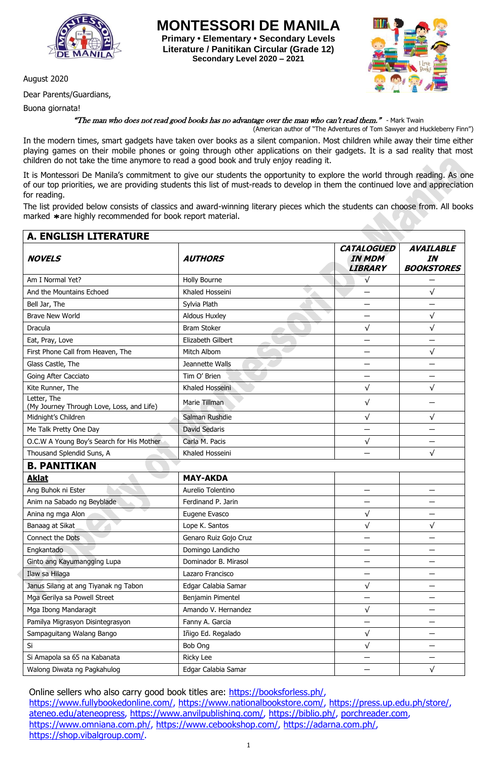# MONTESSORI DE MANILA

**Primary • Elementary • Secondary Levels**
**Literature / Panitikan Circular (Grade 12)**
**Secondary Level 2020 – 2021**

August 2020

Dear Parents/Guardians,

Buona giornata!

*"The man who does not read good books has no advantage over the man who can't read them."* - Mark Twain
(American author of "The Adventures of Tom Sawyer and Huckleberry Finn")

In the modern times, smart gadgets have taken over books as a silent companion. Most children while away their time either playing games on their mobile phones or going through other applications on their gadgets. It is a sad reality that most children do not take the time anymore to read a good book and truly enjoy reading it.

It is Montessori De Manila's commitment to give our students the opportunity to explore the world through reading. As one of our top priorities, we are providing students this list of must-reads to develop in them the continued love and appreciation for reading.

The list provided below consists of classics and award-winning literary pieces which the students can choose from. All books marked ∗are highly recommended for book report material.

## A. ENGLISH LITERATURE

| NOVELS | AUTHORS | CATALOGUED IN MDM LIBRARY | AVAILABLE IN BOOKSTORES |
|---|---|---|---|
| Am I Normal Yet? | Holly Bourne | √ | – |
| And the Mountains Echoed | Khaled Hosseini | – | √ |
| Bell Jar, The | Sylvia Plath | – | – |
| Brave New World | Aldous Huxley | – | √ |
| Dracula | Bram Stoker | √ | √ |
| Eat, Pray, Love | Elizabeth Gilbert | – | – |
| First Phone Call from Heaven, The | Mitch Albom | – | √ |
| Glass Castle, The | Jeannette Walls | – | – |
| Going After Cacciato | Tim O' Brien | – | – |
| Kite Runner, The | Khaled Hosseini | √ | √ |
| Letter, The (My Journey Through Love, Loss, and Life) | Marie Tillman | √ | – |
| Midnight's Children | Salman Rushdie | √ | √ |
| Me Talk Pretty One Day | David Sedaris | – | – |
| O.C.W A Young Boy's Search for His Mother | Carla M. Pacis | √ | – |
| Thousand Splendid Suns, A | Khaled Hosseini | – | √ |

## B. PANITIKAN

| Aklat | MAY-AKDA | | |
|---|---|---|---|
| Ang Buhok ni Ester | Aurelio Tolentino | – | – |
| Anim na Sabado ng Beyblade | Ferdinand P. Jarin | – | – |
| Anina ng mga Alon | Eugene Evasco | √ | – |
| Banaag at Sikat | Lope K. Santos | √ | √ |
| Connect the Dots | Genaro Ruiz Gojo Cruz | – | – |
| Engkantado | Domingo Landicho | – | – |
| Ginto ang Kayumangging Lupa | Dominador B. Mirasol | – | – |
| Ilaw sa Hilaga | Lazaro Francisco | – | – |
| Janus Silang at ang Tiyanak ng Tabon | Edgar Calabia Samar | √ | – |
| Mga Gerilya sa Powell Street | Benjamin Pimentel | – | – |
| Mga Ibong Mandaragit | Amando V. Hernandez | √ | – |
| Pamilya Migrasyon Disintegrasyon | Fanny A. Garcia | – | – |
| Sampaguitang Walang Bango | Iñigo Ed. Regalado | √ | – |
| Si | Bob Ong | √ | – |
| Si Amapola sa 65 na Kabanata | Ricky Lee | – | – |
| Walong Diwata ng Pagkahulog | Edgar Calabia Samar | – | √ |

Online sellers who also carry good book titles are: https://booksforless.ph/, https://www.fullybookedonline.com/, https://www.nationalbookstore.com/, https://press.up.edu.ph/store/, ateneo.edu/ateneopress, https://www.anvilpublishing.com/, https://biblio.ph/, porchreader.com, https://www.omniana.com.ph/, https://www.cebookshop.com/, https://adarna.com.ph/, https://shop.vibalgroup.com/.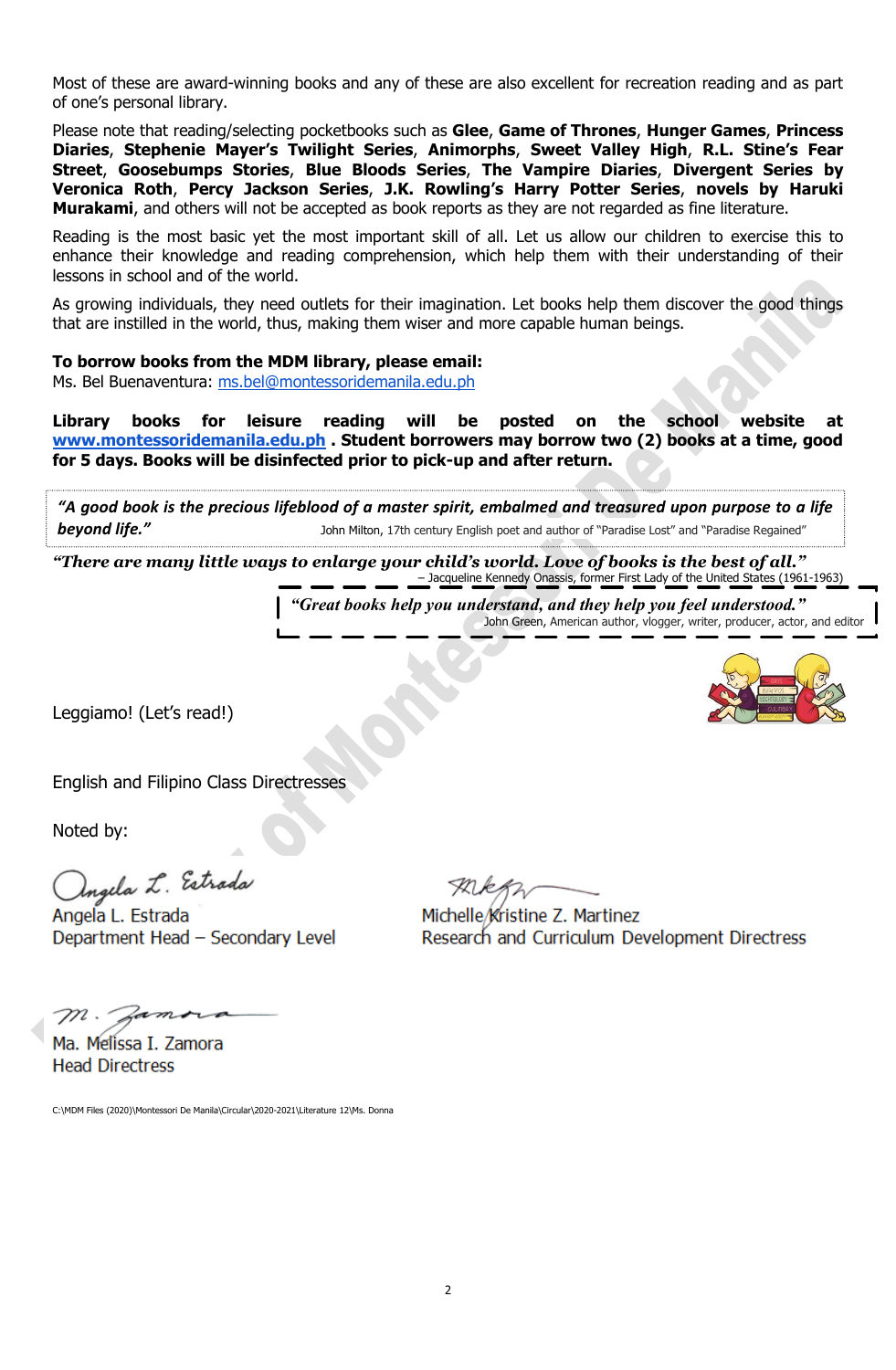Most of these are award-winning books and any of these are also excellent for recreation reading and as part of one's personal library.

Please note that reading/selecting pocketbooks such as **Glee**, **Game of Thrones**, **Hunger Games**, **Princess Diaries**, **Stephenie Mayer's Twilight Series**, **Animorphs**, **Sweet Valley High**, **R.L. Stine's Fear Street**, **Goosebumps Stories**, **Blue Bloods Series**, **The Vampire Diaries**, **Divergent Series by Veronica Roth**, **Percy Jackson Series**, **J.K. Rowling's Harry Potter Series**, **novels by Haruki Murakami**, and others will not be accepted as book reports as they are not regarded as fine literature.

Reading is the most basic yet the most important skill of all. Let us allow our children to exercise this to enhance their knowledge and reading comprehension, which help them with their understanding of their lessons in school and of the world.

As growing individuals, they need outlets for their imagination. Let books help them discover the good things that are instilled in the world, thus, making them wiser and more capable human beings.

**To borrow books from the MDM library, please email:**
Ms. Bel Buenaventura: ms.bel@montessoridemanila.edu.ph

**Library books for leisure reading will be posted on the school website at www.montessoridemanila.edu.ph . Student borrowers may borrow two (2) books at a time, good for 5 days. Books will be disinfected prior to pick-up and after return.**

***"A good book is the precious lifeblood of a master spirit, embalmed and treasured upon purpose to a life beyond life."*** John Milton, 17th century English poet and author of "Paradise Lost" and "Paradise Regained"

***"There are many little ways to enlarge your child's world. Love of books is the best of all."*** – Jacqueline Kennedy Onassis, former First Lady of the United States (1961-1963)

***"Great books help you understand, and they help you feel understood."*** John Green, American author, vlogger, writer, producer, actor, and editor

Leggiamo! (Let's read!)

English and Filipino Class Directresses

Noted by:

Angela L. Estrada
Department Head – Secondary Level

Michelle Kristine Z. Martinez
Research and Curriculum Development Directress

Ma. Melissa I. Zamora
Head Directress

C:\MDM Files (2020)\Montessori De Manila\Circular\2020-2021\Literature 12\Ms. Donna